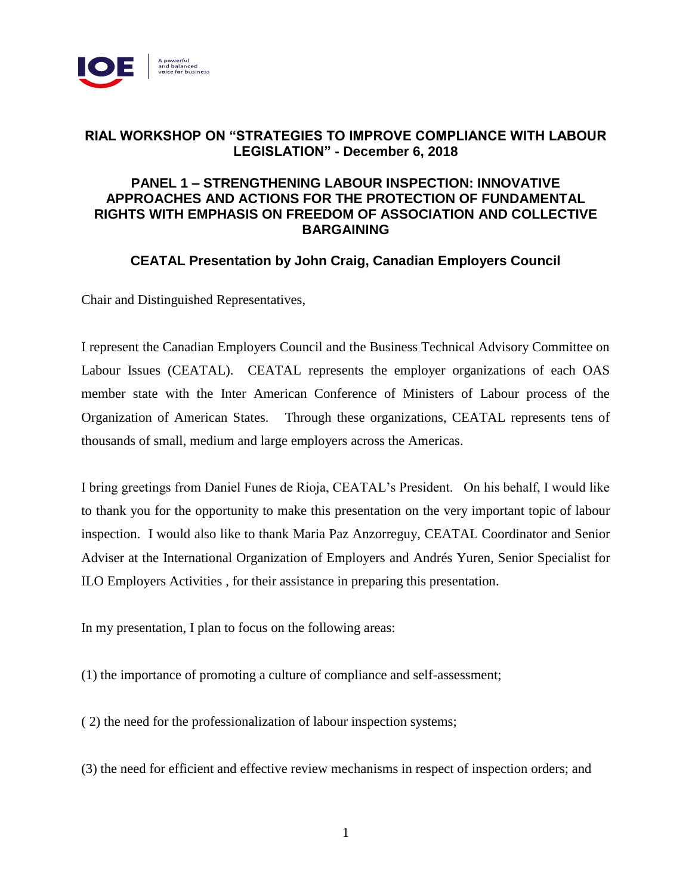## RIAL WORKSHOP ON "STRATEGIES TO IMPROVE COMPLIANCE WITH LABOUR LEGISLATION" - December 6, 2018

## PANEL 1 – STRENGTHENING LABOUR INSPECTION: INNOVATIVE APPROACHES AND ACTIONS FOR THE PROTECTION OF FUNDAMENTAL RIGHTS WITH EMPHASIS ON FREEDOM OF ASSOCIATION AND COLLECTIVE BARGAINING

### CEATAL Presentation by John Craig, Canadian Employers Council

Chair and Distinguished Representatives,

I represent the Canadian Employers Council and the Business Technical Advisory Committee on Labour Issues (CEATAL). CEATAL represents the employer organizations of each OAS member state with the Inter American Conference of Ministers of Labour process of the Organization of American States. Through these organizations, CEATAL represents tens of thousands of small, medium and large employers across the Americas.

I bring greetings from Daniel Funes de Rioja, CEATAL's President. On his behalf, I would like to thank you for the opportunity to make this presentation on the very important topic of labour inspection. I would also like to thank Maria Paz Anzorreguy, CEATAL Coordinator and Senior Adviser at the International Organization of Employers and Andrés Yuren, Senior Specialist for ILO Employers Activities , for their assistance in preparing this presentation.

In my presentation, I plan to focus on the following areas:

(1) the importance of promoting a culture of compliance and self-assessment;

( 2) the need for the professionalization of labour inspection systems;

(3) the need for efficient and effective review mechanisms in respect of inspection orders; and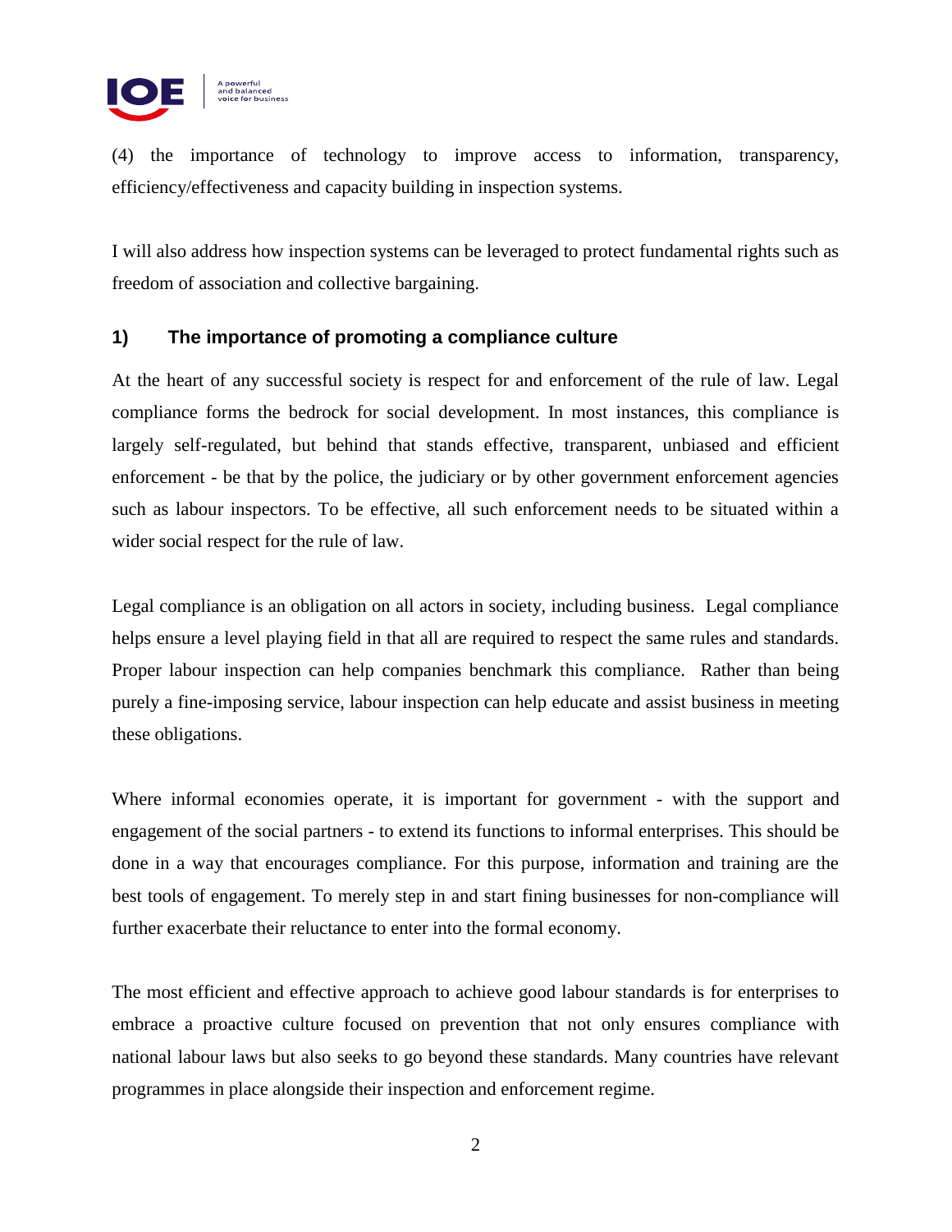(4) the importance of technology to improve access to information, transparency, efficiency/effectiveness and capacity building in inspection systems.

I will also address how inspection systems can be leveraged to protect fundamental rights such as freedom of association and collective bargaining.

## 1) The importance of promoting a compliance culture

At the heart of any successful society is respect for and enforcement of the rule of law. Legal compliance forms the bedrock for social development. In most instances, this compliance is largely self-regulated, but behind that stands effective, transparent, unbiased and efficient enforcement - be that by the police, the judiciary or by other government enforcement agencies such as labour inspectors. To be effective, all such enforcement needs to be situated within a wider social respect for the rule of law.

Legal compliance is an obligation on all actors in society, including business. Legal compliance helps ensure a level playing field in that all are required to respect the same rules and standards. Proper labour inspection can help companies benchmark this compliance. Rather than being purely a fine-imposing service, labour inspection can help educate and assist business in meeting these obligations.

Where informal economies operate, it is important for government - with the support and engagement of the social partners - to extend its functions to informal enterprises. This should be done in a way that encourages compliance. For this purpose, information and training are the best tools of engagement. To merely step in and start fining businesses for non-compliance will further exacerbate their reluctance to enter into the formal economy.

The most efficient and effective approach to achieve good labour standards is for enterprises to embrace a proactive culture focused on prevention that not only ensures compliance with national labour laws but also seeks to go beyond these standards. Many countries have relevant programmes in place alongside their inspection and enforcement regime.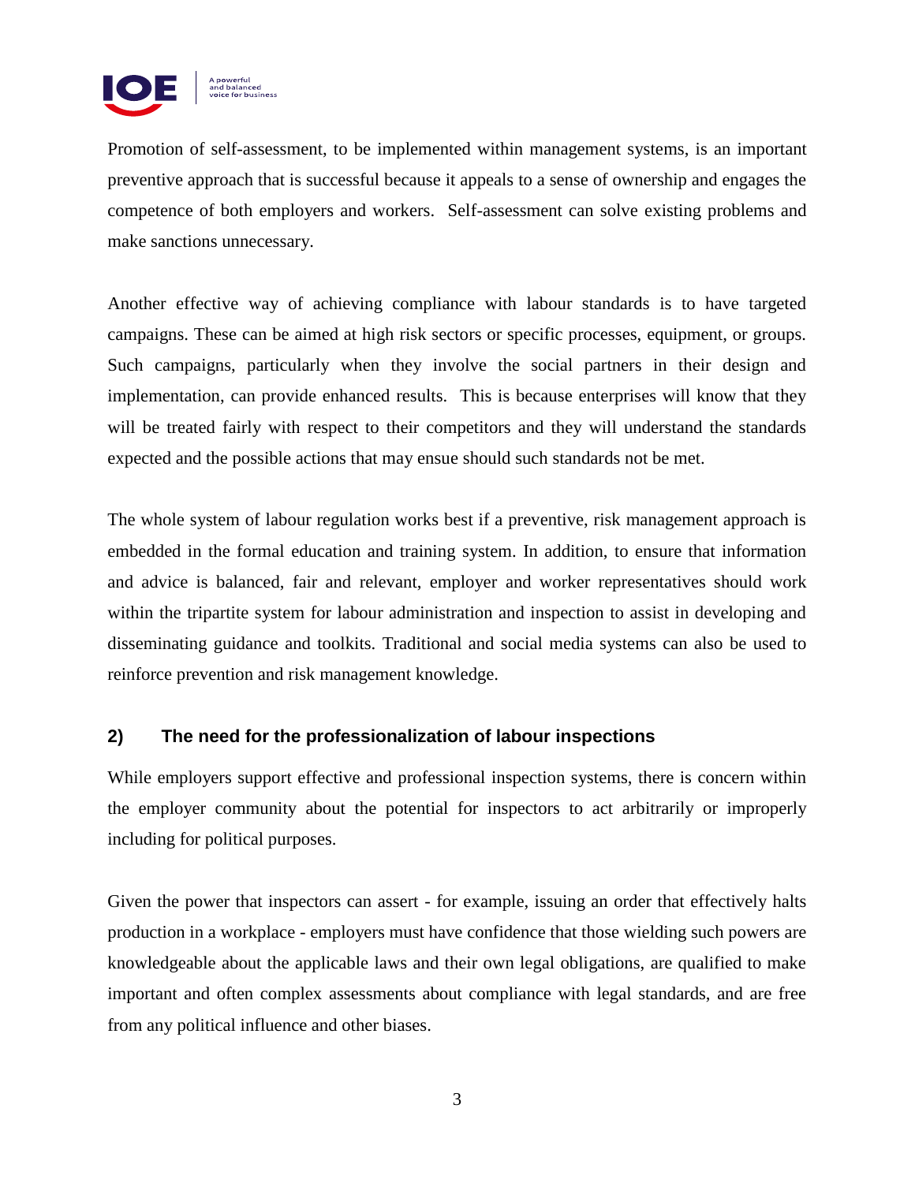Promotion of self-assessment, to be implemented within management systems, is an important preventive approach that is successful because it appeals to a sense of ownership and engages the competence of both employers and workers. Self-assessment can solve existing problems and make sanctions unnecessary.

Another effective way of achieving compliance with labour standards is to have targeted campaigns. These can be aimed at high risk sectors or specific processes, equipment, or groups. Such campaigns, particularly when they involve the social partners in their design and implementation, can provide enhanced results. This is because enterprises will know that they will be treated fairly with respect to their competitors and they will understand the standards expected and the possible actions that may ensue should such standards not be met.

The whole system of labour regulation works best if a preventive, risk management approach is embedded in the formal education and training system. In addition, to ensure that information and advice is balanced, fair and relevant, employer and worker representatives should work within the tripartite system for labour administration and inspection to assist in developing and disseminating guidance and toolkits. Traditional and social media systems can also be used to reinforce prevention and risk management knowledge.

## 2) The need for the professionalization of labour inspections

While employers support effective and professional inspection systems, there is concern within the employer community about the potential for inspectors to act arbitrarily or improperly including for political purposes.

Given the power that inspectors can assert - for example, issuing an order that effectively halts production in a workplace - employers must have confidence that those wielding such powers are knowledgeable about the applicable laws and their own legal obligations, are qualified to make important and often complex assessments about compliance with legal standards, and are free from any political influence and other biases.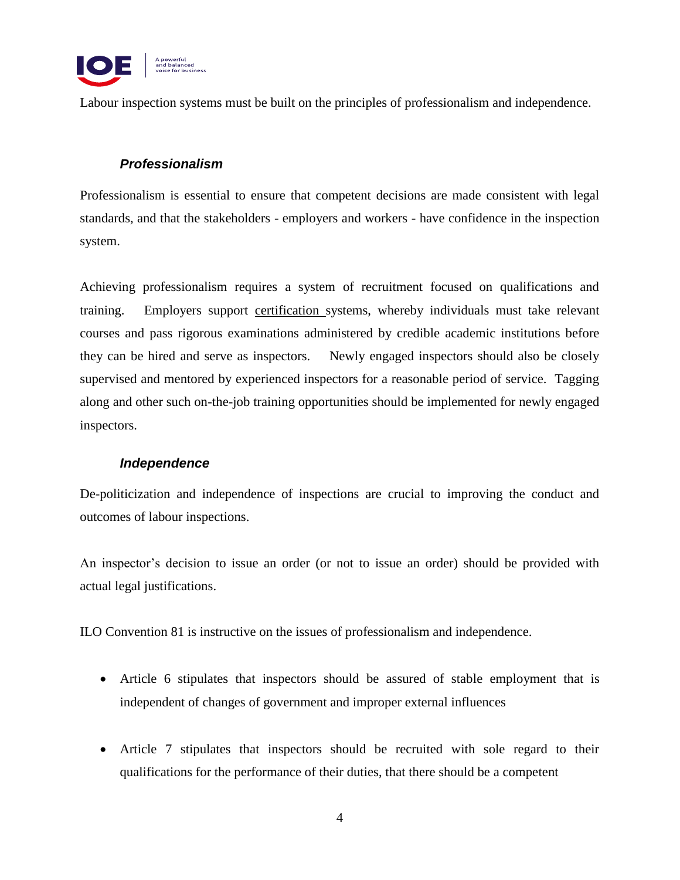Labour inspection systems must be built on the principles of professionalism and independence.

### ***Professionalism***

Professionalism is essential to ensure that competent decisions are made consistent with legal standards, and that the stakeholders - employers and workers - have confidence in the inspection system.

Achieving professionalism requires a system of recruitment focused on qualifications and training. Employers support certification systems, whereby individuals must take relevant courses and pass rigorous examinations administered by credible academic institutions before they can be hired and serve as inspectors. Newly engaged inspectors should also be closely supervised and mentored by experienced inspectors for a reasonable period of service. Tagging along and other such on-the-job training opportunities should be implemented for newly engaged inspectors.

### ***Independence***

De-politicization and independence of inspections are crucial to improving the conduct and outcomes of labour inspections.

An inspector's decision to issue an order (or not to issue an order) should be provided with actual legal justifications.

ILO Convention 81 is instructive on the issues of professionalism and independence.

- Article 6 stipulates that inspectors should be assured of stable employment that is independent of changes of government and improper external influences

- Article 7 stipulates that inspectors should be recruited with sole regard to their qualifications for the performance of their duties, that there should be a competent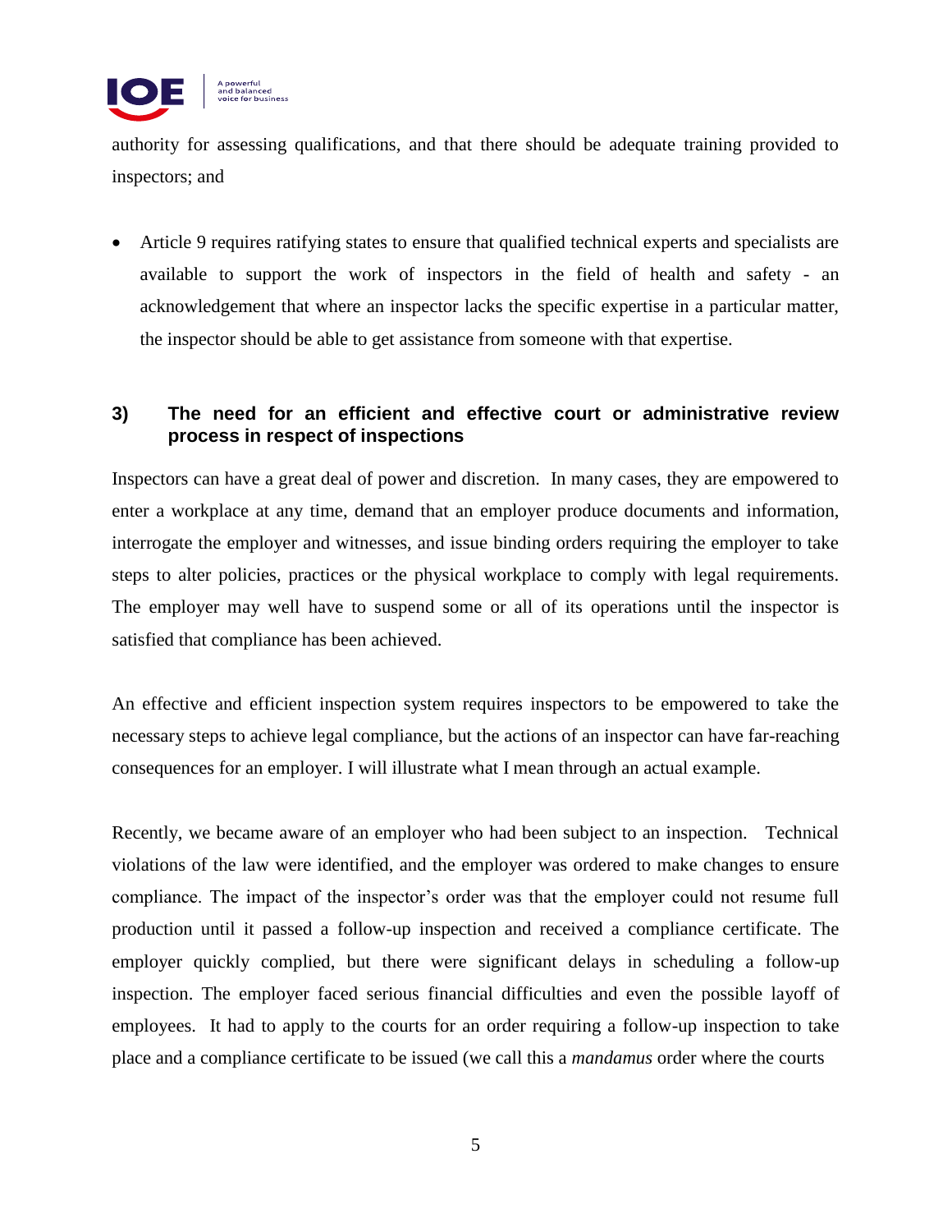authority for assessing qualifications, and that there should be adequate training provided to inspectors; and

- Article 9 requires ratifying states to ensure that qualified technical experts and specialists are available to support the work of inspectors in the field of health and safety - an acknowledgement that where an inspector lacks the specific expertise in a particular matter, the inspector should be able to get assistance from someone with that expertise.

### 3) The need for an efficient and effective court or administrative review process in respect of inspections

Inspectors can have a great deal of power and discretion. In many cases, they are empowered to enter a workplace at any time, demand that an employer produce documents and information, interrogate the employer and witnesses, and issue binding orders requiring the employer to take steps to alter policies, practices or the physical workplace to comply with legal requirements. The employer may well have to suspend some or all of its operations until the inspector is satisfied that compliance has been achieved.

An effective and efficient inspection system requires inspectors to be empowered to take the necessary steps to achieve legal compliance, but the actions of an inspector can have far-reaching consequences for an employer. I will illustrate what I mean through an actual example.

Recently, we became aware of an employer who had been subject to an inspection. Technical violations of the law were identified, and the employer was ordered to make changes to ensure compliance. The impact of the inspector's order was that the employer could not resume full production until it passed a follow-up inspection and received a compliance certificate. The employer quickly complied, but there were significant delays in scheduling a follow-up inspection. The employer faced serious financial difficulties and even the possible layoff of employees. It had to apply to the courts for an order requiring a follow-up inspection to take place and a compliance certificate to be issued (we call this a *mandamus* order where the courts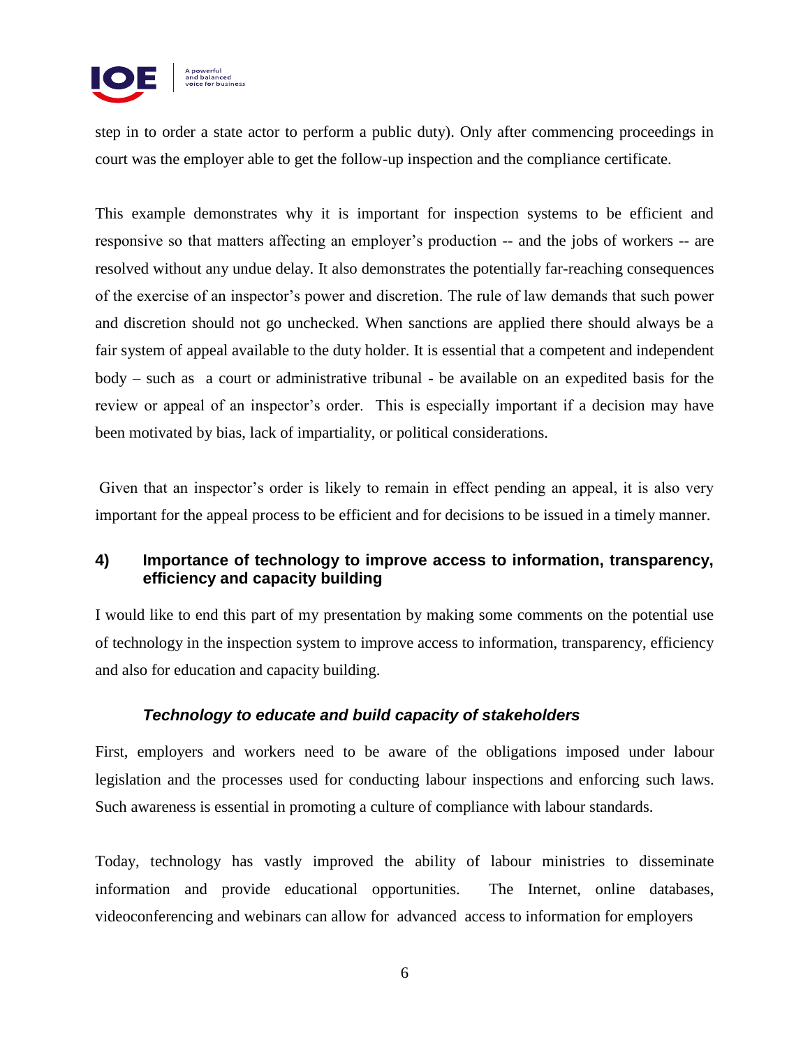step in to order a state actor to perform a public duty). Only after commencing proceedings in court was the employer able to get the follow-up inspection and the compliance certificate.

This example demonstrates why it is important for inspection systems to be efficient and responsive so that matters affecting an employer's production -- and the jobs of workers -- are resolved without any undue delay. It also demonstrates the potentially far-reaching consequences of the exercise of an inspector's power and discretion. The rule of law demands that such power and discretion should not go unchecked. When sanctions are applied there should always be a fair system of appeal available to the duty holder. It is essential that a competent and independent body – such as a court or administrative tribunal - be available on an expedited basis for the review or appeal of an inspector's order. This is especially important if a decision may have been motivated by bias, lack of impartiality, or political considerations.

Given that an inspector's order is likely to remain in effect pending an appeal, it is also very important for the appeal process to be efficient and for decisions to be issued in a timely manner.

## 4) Importance of technology to improve access to information, transparency, efficiency and capacity building

I would like to end this part of my presentation by making some comments on the potential use of technology in the inspection system to improve access to information, transparency, efficiency and also for education and capacity building.

### *Technology to educate and build capacity of stakeholders*

First, employers and workers need to be aware of the obligations imposed under labour legislation and the processes used for conducting labour inspections and enforcing such laws. Such awareness is essential in promoting a culture of compliance with labour standards.

Today, technology has vastly improved the ability of labour ministries to disseminate information and provide educational opportunities. The Internet, online databases, videoconferencing and webinars can allow for advanced access to information for employers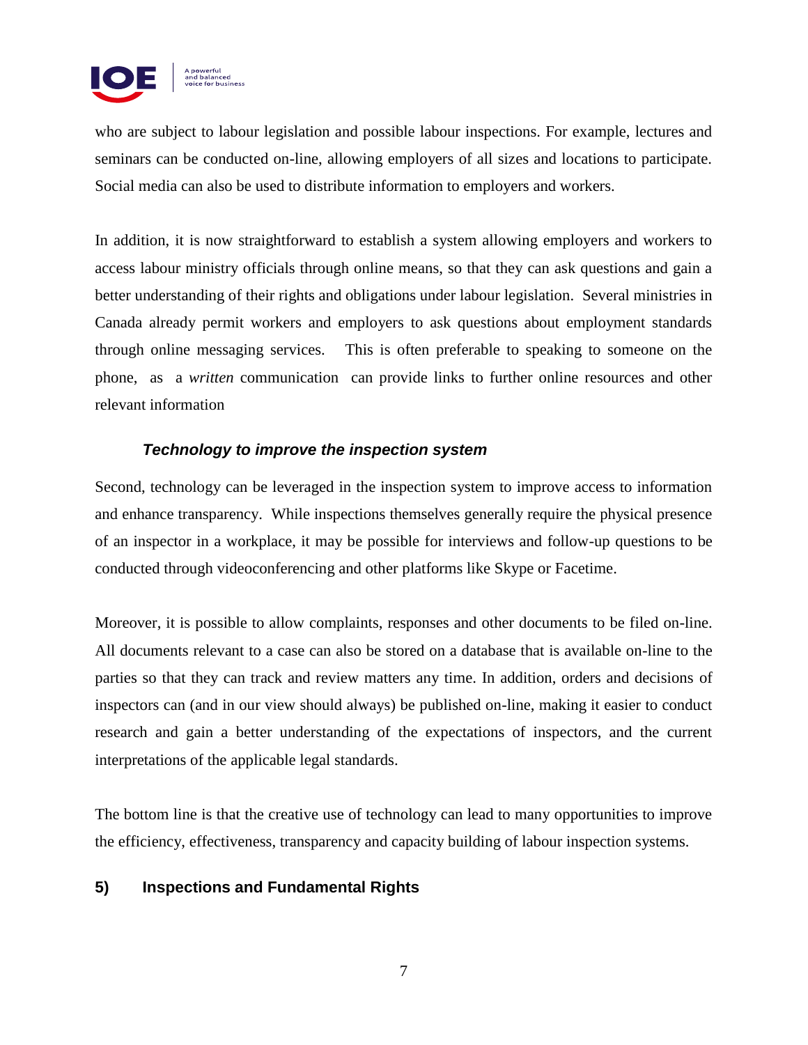who are subject to labour legislation and possible labour inspections. For example, lectures and seminars can be conducted on-line, allowing employers of all sizes and locations to participate. Social media can also be used to distribute information to employers and workers.

In addition, it is now straightforward to establish a system allowing employers and workers to access labour ministry officials through online means, so that they can ask questions and gain a better understanding of their rights and obligations under labour legislation. Several ministries in Canada already permit workers and employers to ask questions about employment standards through online messaging services. This is often preferable to speaking to someone on the phone, as a *written* communication can provide links to further online resources and other relevant information

### *Technology to improve the inspection system*

Second, technology can be leveraged in the inspection system to improve access to information and enhance transparency. While inspections themselves generally require the physical presence of an inspector in a workplace, it may be possible for interviews and follow-up questions to be conducted through videoconferencing and other platforms like Skype or Facetime.

Moreover, it is possible to allow complaints, responses and other documents to be filed on-line. All documents relevant to a case can also be stored on a database that is available on-line to the parties so that they can track and review matters any time. In addition, orders and decisions of inspectors can (and in our view should always) be published on-line, making it easier to conduct research and gain a better understanding of the expectations of inspectors, and the current interpretations of the applicable legal standards.

The bottom line is that the creative use of technology can lead to many opportunities to improve the efficiency, effectiveness, transparency and capacity building of labour inspection systems.

## 5) Inspections and Fundamental Rights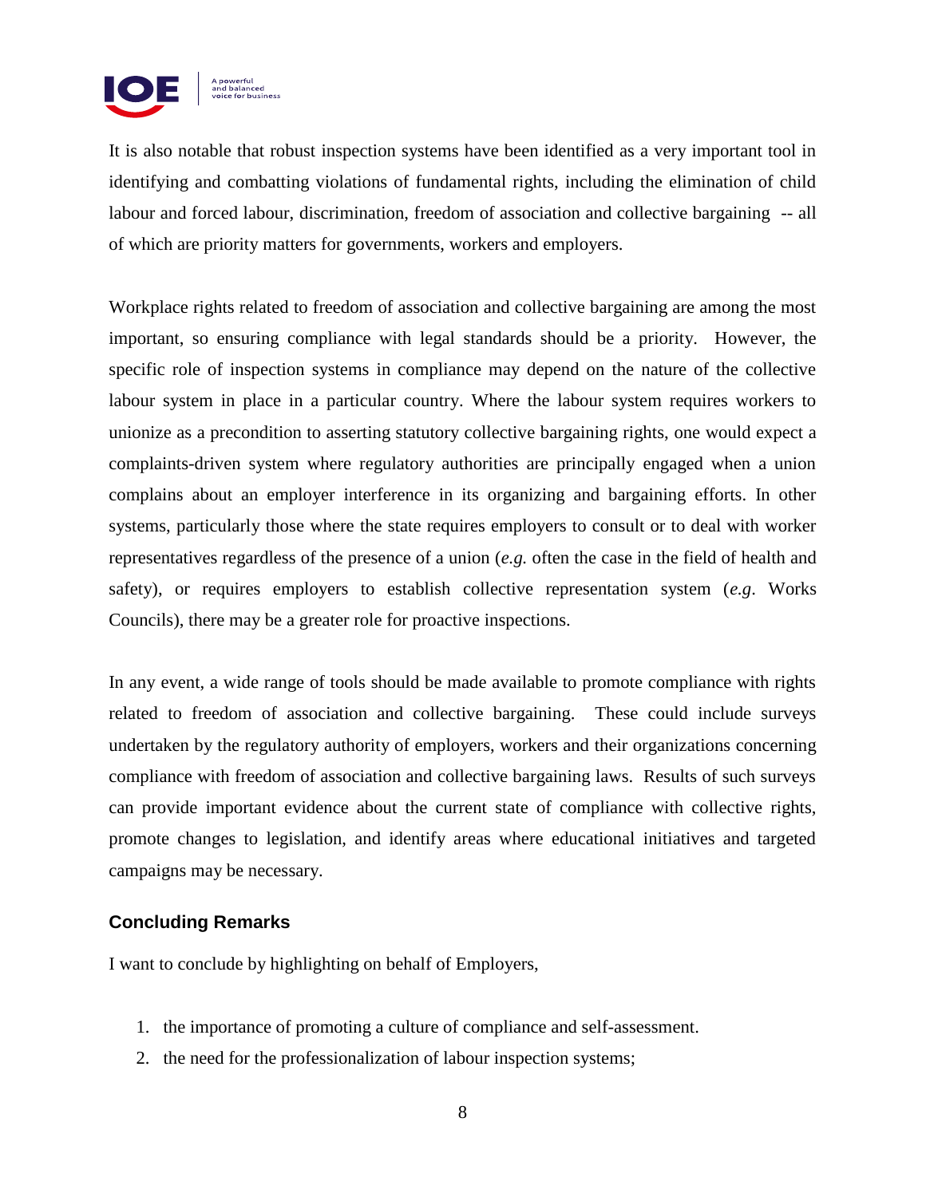It is also notable that robust inspection systems have been identified as a very important tool in identifying and combatting violations of fundamental rights, including the elimination of child labour and forced labour, discrimination, freedom of association and collective bargaining -- all of which are priority matters for governments, workers and employers.

Workplace rights related to freedom of association and collective bargaining are among the most important, so ensuring compliance with legal standards should be a priority. However, the specific role of inspection systems in compliance may depend on the nature of the collective labour system in place in a particular country. Where the labour system requires workers to unionize as a precondition to asserting statutory collective bargaining rights, one would expect a complaints-driven system where regulatory authorities are principally engaged when a union complains about an employer interference in its organizing and bargaining efforts. In other systems, particularly those where the state requires employers to consult or to deal with worker representatives regardless of the presence of a union (*e.g.* often the case in the field of health and safety), or requires employers to establish collective representation system (*e.g*. Works Councils), there may be a greater role for proactive inspections.

In any event, a wide range of tools should be made available to promote compliance with rights related to freedom of association and collective bargaining. These could include surveys undertaken by the regulatory authority of employers, workers and their organizations concerning compliance with freedom of association and collective bargaining laws. Results of such surveys can provide important evidence about the current state of compliance with collective rights, promote changes to legislation, and identify areas where educational initiatives and targeted campaigns may be necessary.

### Concluding Remarks

I want to conclude by highlighting on behalf of Employers,

1. the importance of promoting a culture of compliance and self-assessment.
2. the need for the professionalization of labour inspection systems;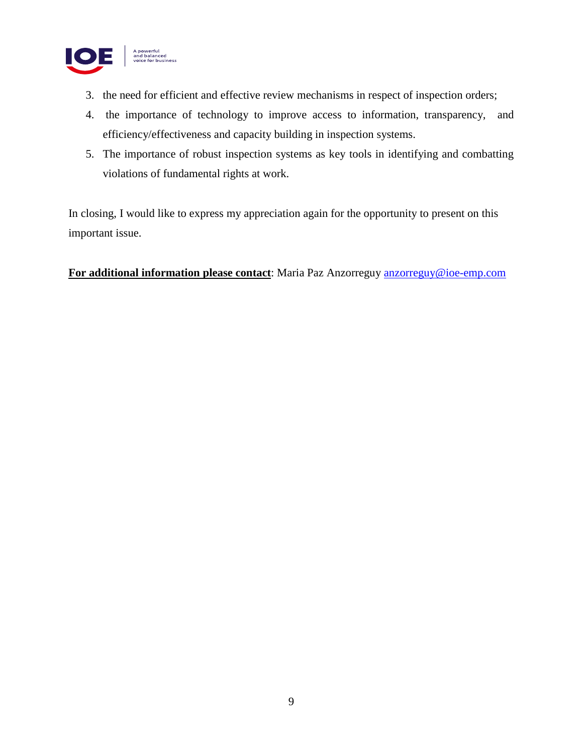3. the need for efficient and effective review mechanisms in respect of inspection orders;
4. the importance of technology to improve access to information, transparency, and efficiency/effectiveness and capacity building in inspection systems.
5. The importance of robust inspection systems as key tools in identifying and combatting violations of fundamental rights at work.

In closing, I would like to express my appreciation again for the opportunity to present on this important issue.

**For additional information please contact**: Maria Paz Anzorreguy anzorreguy@ioe-emp.com